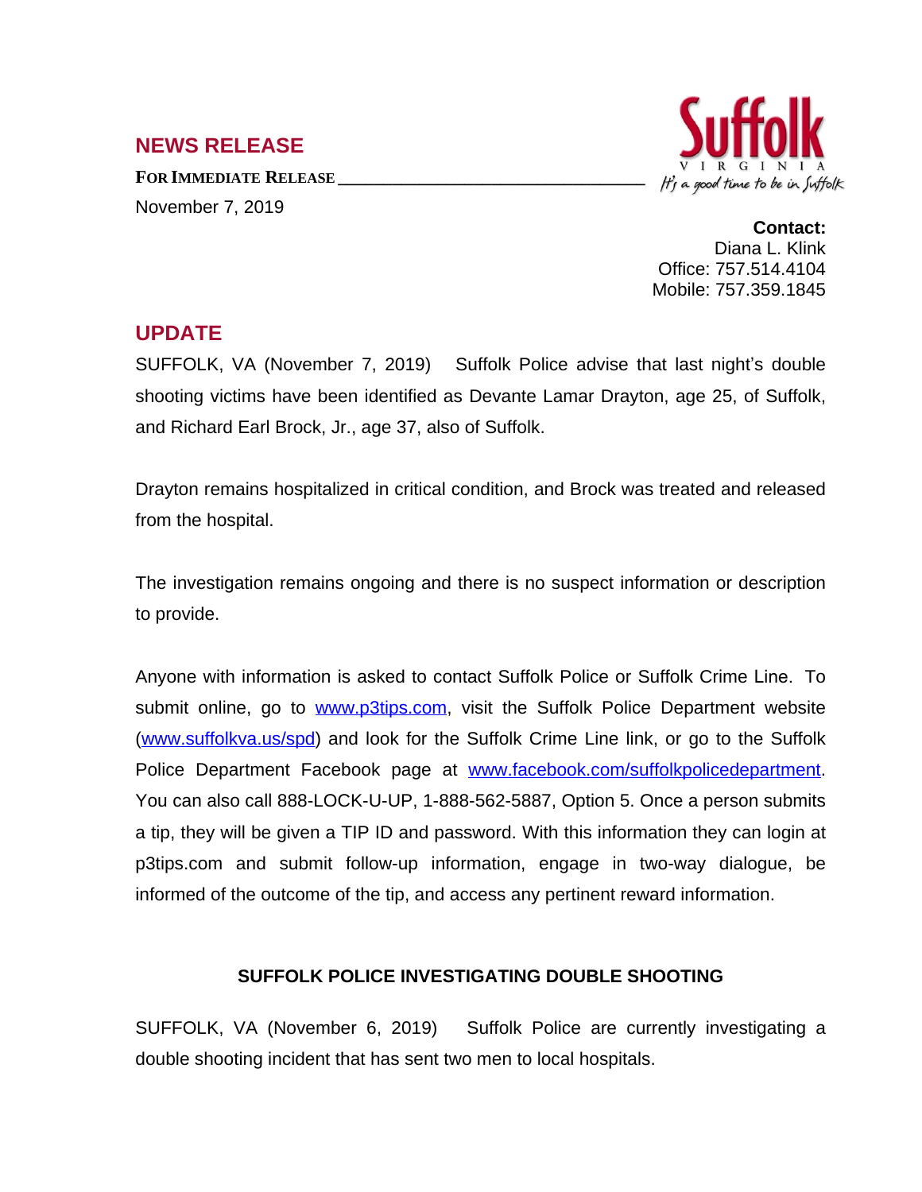## NEWS RELEASE

**FOR IMMEDIATE RELEASE**

November 7, 2019

**Contact:**
Diana L. Klink
Office: 757.514.4104
Mobile: 757.359.1845

## UPDATE

SUFFOLK, VA (November 7, 2019) Suffolk Police advise that last night's double shooting victims have been identified as Devante Lamar Drayton, age 25, of Suffolk, and Richard Earl Brock, Jr., age 37, also of Suffolk.

Drayton remains hospitalized in critical condition, and Brock was treated and released from the hospital.

The investigation remains ongoing and there is no suspect information or description to provide.

Anyone with information is asked to contact Suffolk Police or Suffolk Crime Line. To submit online, go to [www.p3tips.com](www.p3tips.com), visit the Suffolk Police Department website ([www.suffolkva.us/spd](www.suffolkva.us/spd)) and look for the Suffolk Crime Line link, or go to the Suffolk Police Department Facebook page at [www.facebook.com/suffolkpolicedepartment](www.facebook.com/suffolkpolicedepartment). You can also call 888-LOCK-U-UP, 1-888-562-5887, Option 5. Once a person submits a tip, they will be given a TIP ID and password. With this information they can login at p3tips.com and submit follow-up information, engage in two-way dialogue, be informed of the outcome of the tip, and access any pertinent reward information.

**SUFFOLK POLICE INVESTIGATING DOUBLE SHOOTING**

SUFFOLK, VA (November 6, 2019) Suffolk Police are currently investigating a double shooting incident that has sent two men to local hospitals.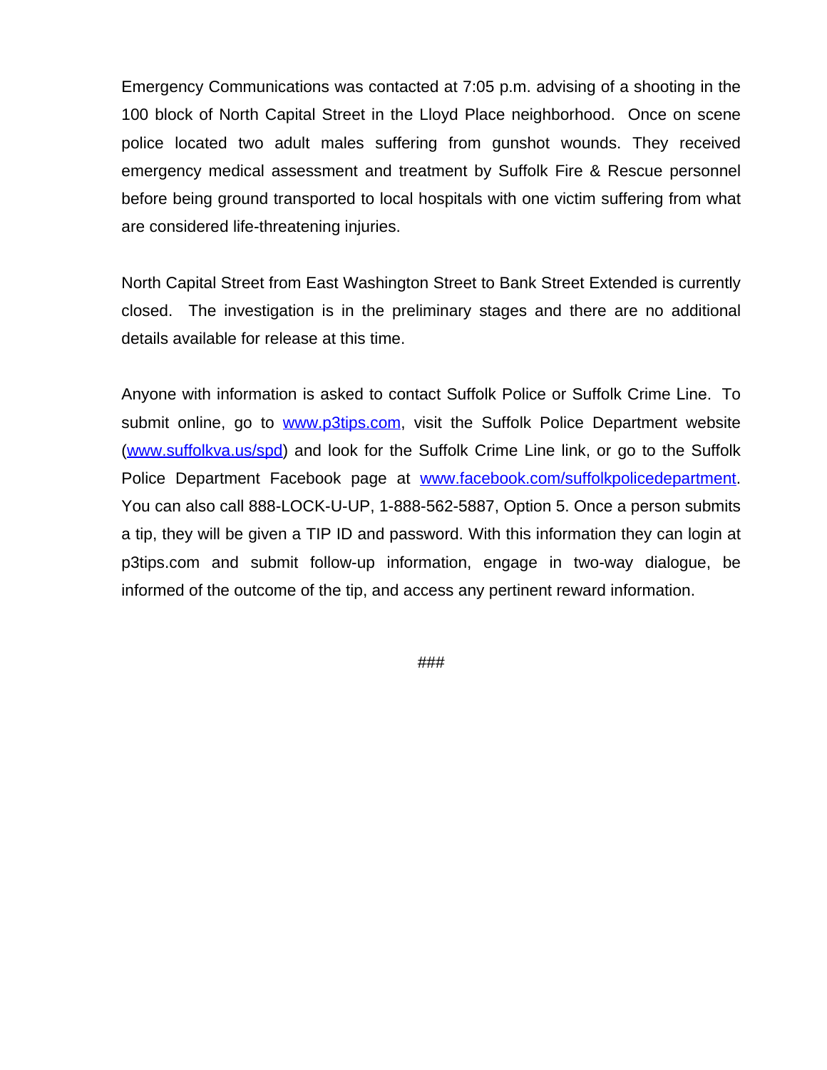Emergency Communications was contacted at 7:05 p.m. advising of a shooting in the 100 block of North Capital Street in the Lloyd Place neighborhood. Once on scene police located two adult males suffering from gunshot wounds. They received emergency medical assessment and treatment by Suffolk Fire & Rescue personnel before being ground transported to local hospitals with one victim suffering from what are considered life-threatening injuries.

North Capital Street from East Washington Street to Bank Street Extended is currently closed. The investigation is in the preliminary stages and there are no additional details available for release at this time.

Anyone with information is asked to contact Suffolk Police or Suffolk Crime Line. To submit online, go to www.p3tips.com, visit the Suffolk Police Department website (www.suffolkva.us/spd) and look for the Suffolk Crime Line link, or go to the Suffolk Police Department Facebook page at www.facebook.com/suffolkpolicedepartment. You can also call 888-LOCK-U-UP, 1-888-562-5887, Option 5. Once a person submits a tip, they will be given a TIP ID and password. With this information they can login at p3tips.com and submit follow-up information, engage in two-way dialogue, be informed of the outcome of the tip, and access any pertinent reward information.

###